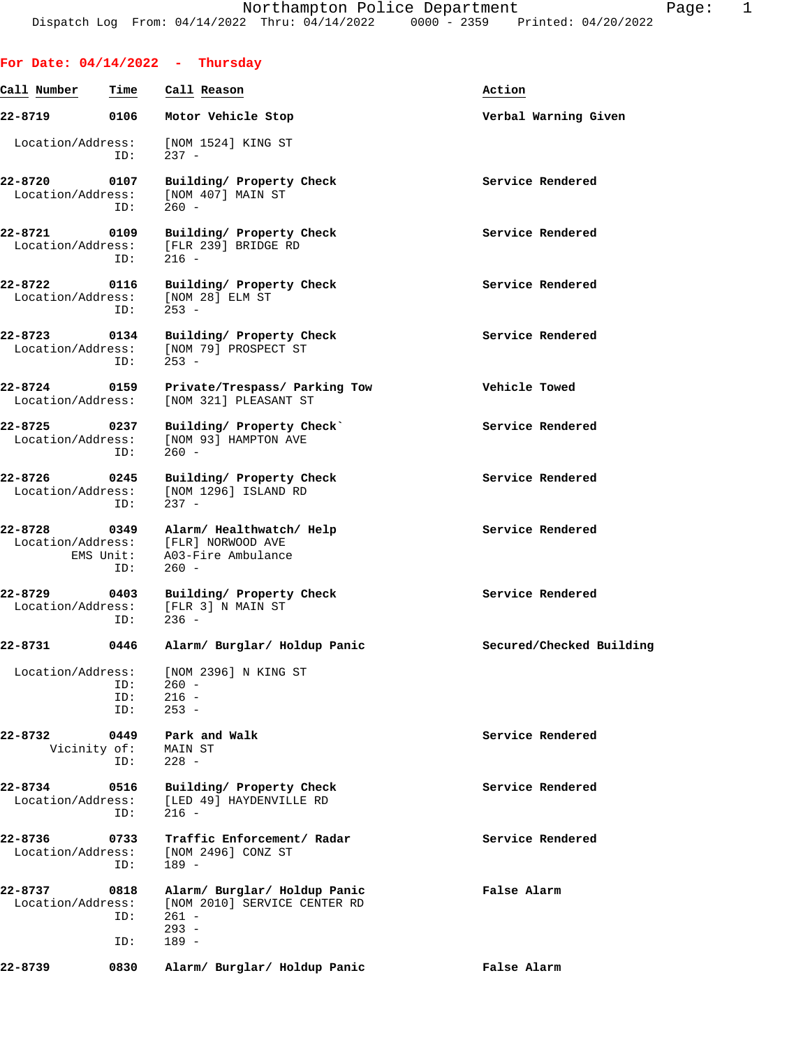Northampton Police Department
Dispatch Log From: 04/14/2022 Thru: 04/14/2022 0000 - 2359 Printed: 04/20/2022

**For Date: 04/14/2022 - Thursday**

| Call Number | Time | Call Reason | Action |
|---|---|---|---|
| 22-8719 | 0106 | Motor Vehicle Stop | Verbal Warning Given |
| | | Location/Address: [NOM 1524] KING ST | |
| | | ID: 237 - | |
| 22-8720 | 0107 | Building/ Property Check | Service Rendered |
| | | Location/Address: [NOM 407] MAIN ST | |
| | | ID: 260 - | |
| 22-8721 | 0109 | Building/ Property Check | Service Rendered |
| | | Location/Address: [FLR 239] BRIDGE RD | |
| | | ID: 216 - | |
| 22-8722 | 0116 | Building/ Property Check | Service Rendered |
| | | Location/Address: [NOM 28] ELM ST | |
| | | ID: 253 - | |
| 22-8723 | 0134 | Building/ Property Check | Service Rendered |
| | | Location/Address: [NOM 79] PROSPECT ST | |
| | | ID: 253 - | |
| 22-8724 | 0159 | Private/Trespass/ Parking Tow | Vehicle Towed |
| | | Location/Address: [NOM 321] PLEASANT ST | |
| 22-8725 | 0237 | Building/ Property Check` | Service Rendered |
| | | Location/Address: [NOM 93] HAMPTON AVE | |
| | | ID: 260 - | |
| 22-8726 | 0245 | Building/ Property Check | Service Rendered |
| | | Location/Address: [NOM 1296] ISLAND RD | |
| | | ID: 237 - | |
| 22-8728 | 0349 | Alarm/ Healthwatch/ Help | Service Rendered |
| | | Location/Address: [FLR] NORWOOD AVE | |
| | | EMS Unit: A03-Fire Ambulance | |
| | | ID: 260 - | |
| 22-8729 | 0403 | Building/ Property Check | Service Rendered |
| | | Location/Address: [FLR 3] N MAIN ST | |
| | | ID: 236 - | |
| 22-8731 | 0446 | Alarm/ Burglar/ Holdup Panic | Secured/Checked Building |
| | | Location/Address: [NOM 2396] N KING ST | |
| | | ID: 260 - | |
| | | ID: 216 - | |
| | | ID: 253 - | |
| 22-8732 | 0449 | Park and Walk | Service Rendered |
| | | Vicinity of: MAIN ST | |
| | | ID: 228 - | |
| 22-8734 | 0516 | Building/ Property Check | Service Rendered |
| | | Location/Address: [LED 49] HAYDENVILLE RD | |
| | | ID: 216 - | |
| 22-8736 | 0733 | Traffic Enforcement/ Radar | Service Rendered |
| | | Location/Address: [NOM 2496] CONZ ST | |
| | | ID: 189 - | |
| 22-8737 | 0818 | Alarm/ Burglar/ Holdup Panic | False Alarm |
| | | Location/Address: [NOM 2010] SERVICE CENTER RD | |
| | | ID: 261 - | |
| | | 293 - | |
| | | ID: 189 - | |
| 22-8739 | 0830 | Alarm/ Burglar/ Holdup Panic | False Alarm |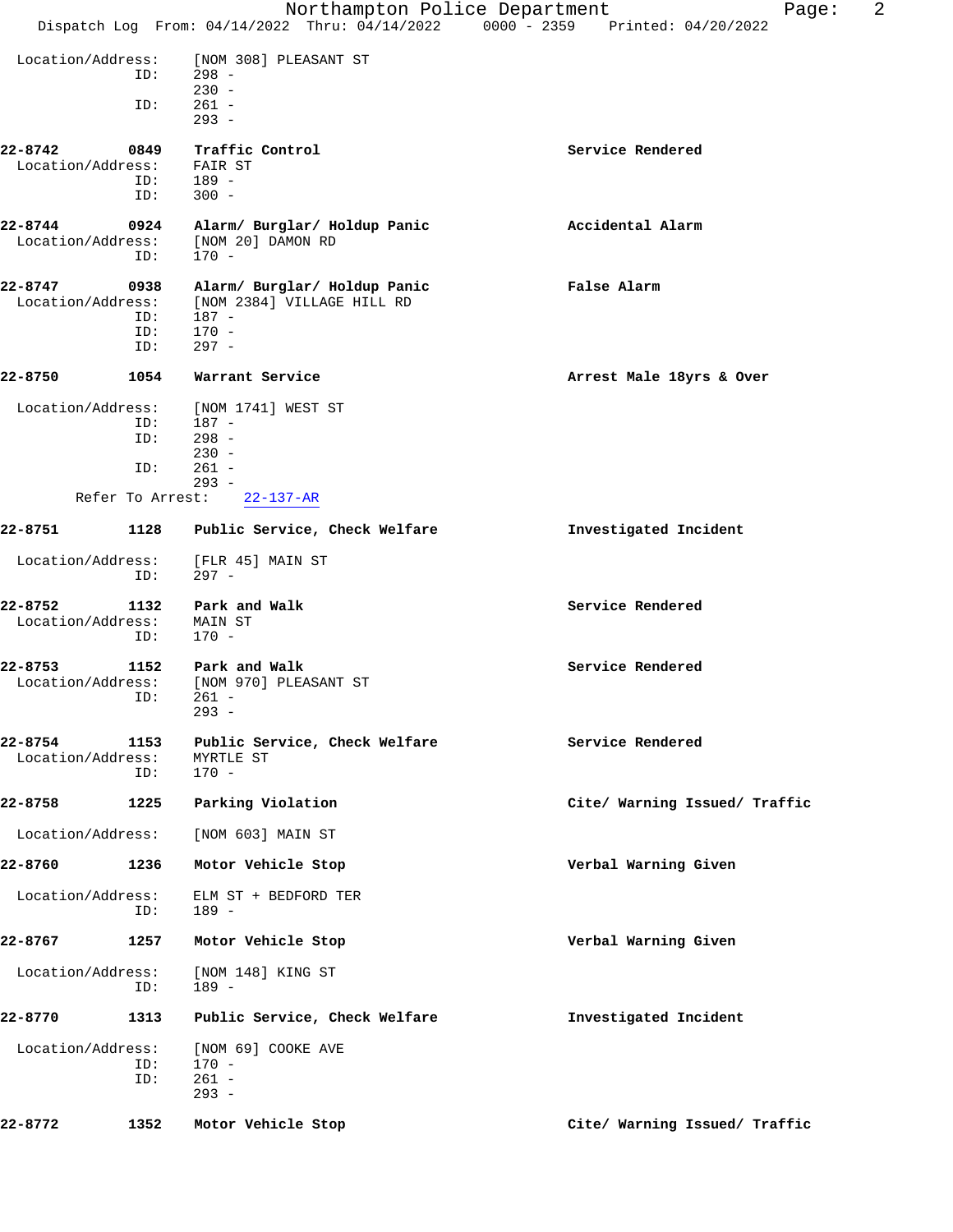```
 Location/Address:    [NOM 308] PLEASANT ST
               ID:    298 -
                      230 -
               ID:    261 -
                      293 -

22-8742        0849   Traffic Control                              Service Rendered
 Location/Address:    FAIR ST
               ID:    189 -
               ID:    300 -

22-8744        0924   Alarm/ Burglar/ Holdup Panic                 Accidental Alarm
 Location/Address:    [NOM 20] DAMON RD
               ID:    170 -

22-8747        0938   Alarm/ Burglar/ Holdup Panic                 False Alarm
 Location/Address:    [NOM 2384] VILLAGE HILL RD
               ID:    187 -
               ID:    170 -
               ID:    297 -

22-8750        1054   Warrant Service                              Arrest Male 18yrs & Over

 Location/Address:    [NOM 1741] WEST ST
               ID:    187 -
               ID:    298 -
                      230 -
               ID:    261 -
                      293 -
        Refer To Arrest:    22-137-AR

22-8751        1128   Public Service, Check Welfare                Investigated Incident

 Location/Address:    [FLR 45] MAIN ST
               ID:    297 -

22-8752        1132   Park and Walk                                Service Rendered
 Location/Address:    MAIN ST
               ID:    170 -

22-8753        1152   Park and Walk                                Service Rendered
 Location/Address:    [NOM 970] PLEASANT ST
               ID:    261 -
                      293 -

22-8754        1153   Public Service, Check Welfare                Service Rendered
 Location/Address:    MYRTLE ST
               ID:    170 -

22-8758        1225   Parking Violation                            Cite/ Warning Issued/ Traffic

 Location/Address:    [NOM 603] MAIN ST

22-8760        1236   Motor Vehicle Stop                           Verbal Warning Given

 Location/Address:    ELM ST + BEDFORD TER
               ID:    189 -

22-8767        1257   Motor Vehicle Stop                           Verbal Warning Given

 Location/Address:    [NOM 148] KING ST
               ID:    189 -

22-8770        1313   Public Service, Check Welfare                Investigated Incident

 Location/Address:    [NOM 69] COOKE AVE
               ID:    170 -
               ID:    261 -
                      293 -

22-8772        1352   Motor Vehicle Stop                           Cite/ Warning Issued/ Traffic
```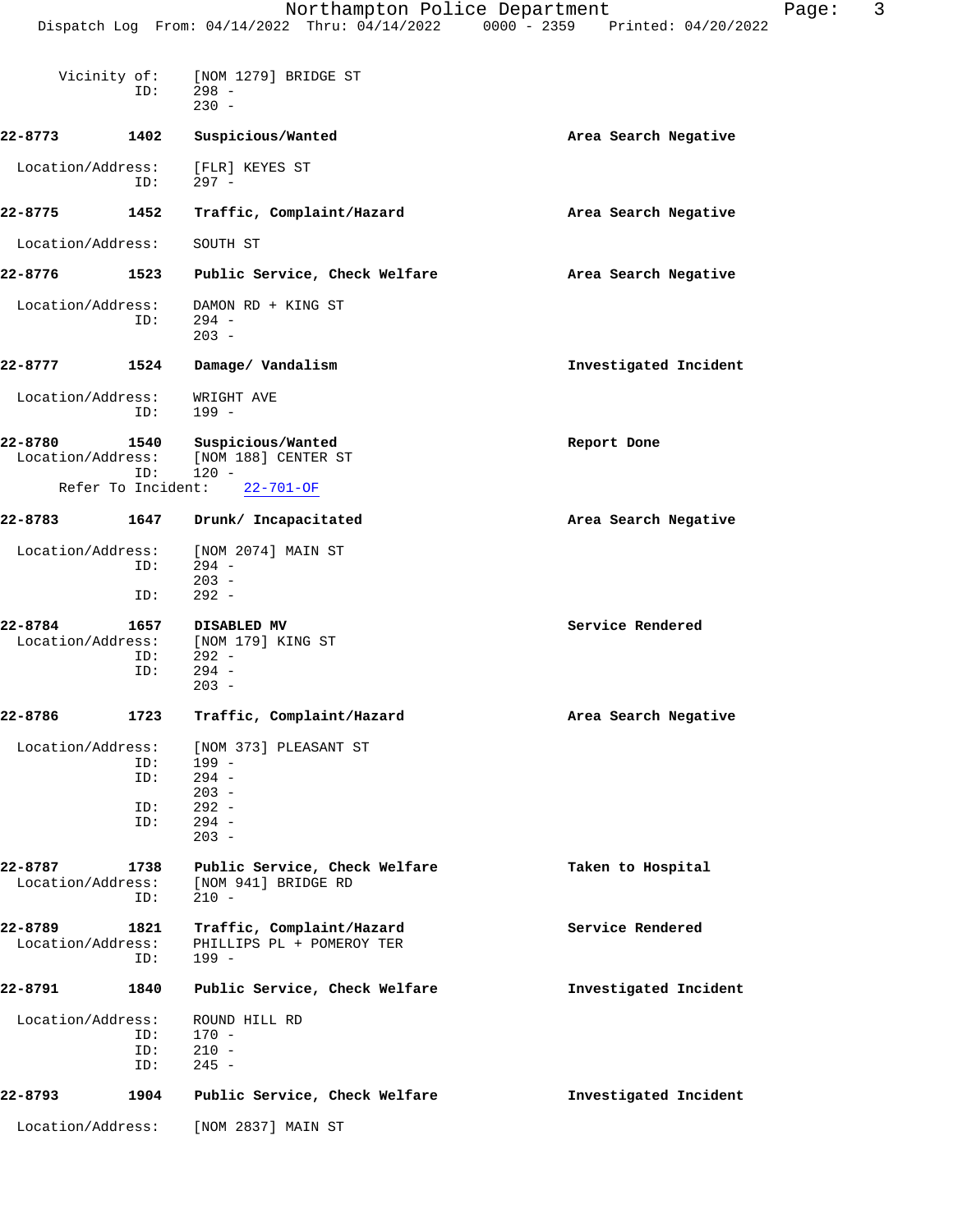```
      Vicinity of:    [NOM 1279] BRIDGE ST
               ID:    298 -
                      230 -

22-8773        1402   Suspicious/Wanted                          Area Search Negative

  Location/Address:   [FLR] KEYES ST
               ID:    297 -

22-8775        1452   Traffic, Complaint/Hazard                  Area Search Negative

  Location/Address:   SOUTH ST

22-8776        1523   Public Service, Check Welfare              Area Search Negative

  Location/Address:   DAMON RD + KING ST
               ID:    294 -
                      203 -

22-8777        1524   Damage/ Vandalism                          Investigated Incident

  Location/Address:   WRIGHT AVE
               ID:    199 -

22-8780        1540   Suspicious/Wanted                          Report Done
  Location/Address:   [NOM 188] CENTER ST
               ID:    120 -
      Refer To Incident:    22-701-OF

22-8783        1647   Drunk/ Incapacitated                       Area Search Negative

  Location/Address:   [NOM 2074] MAIN ST
               ID:    294 -
                      203 -
               ID:    292 -

22-8784        1657   DISABLED MV                                Service Rendered
  Location/Address:   [NOM 179] KING ST
               ID:    292 -
               ID:    294 -
                      203 -

22-8786        1723   Traffic, Complaint/Hazard                  Area Search Negative

  Location/Address:   [NOM 373] PLEASANT ST
               ID:    199 -
               ID:    294 -
                      203 -
               ID:    292 -
               ID:    294 -
                      203 -

22-8787        1738   Public Service, Check Welfare              Taken to Hospital
  Location/Address:   [NOM 941] BRIDGE RD
               ID:    210 -

22-8789        1821   Traffic, Complaint/Hazard                  Service Rendered
  Location/Address:   PHILLIPS PL + POMEROY TER
               ID:    199 -

22-8791        1840   Public Service, Check Welfare              Investigated Incident

  Location/Address:   ROUND HILL RD
               ID:    170 -
               ID:    210 -
               ID:    245 -

22-8793        1904   Public Service, Check Welfare              Investigated Incident

  Location/Address:   [NOM 2837] MAIN ST
```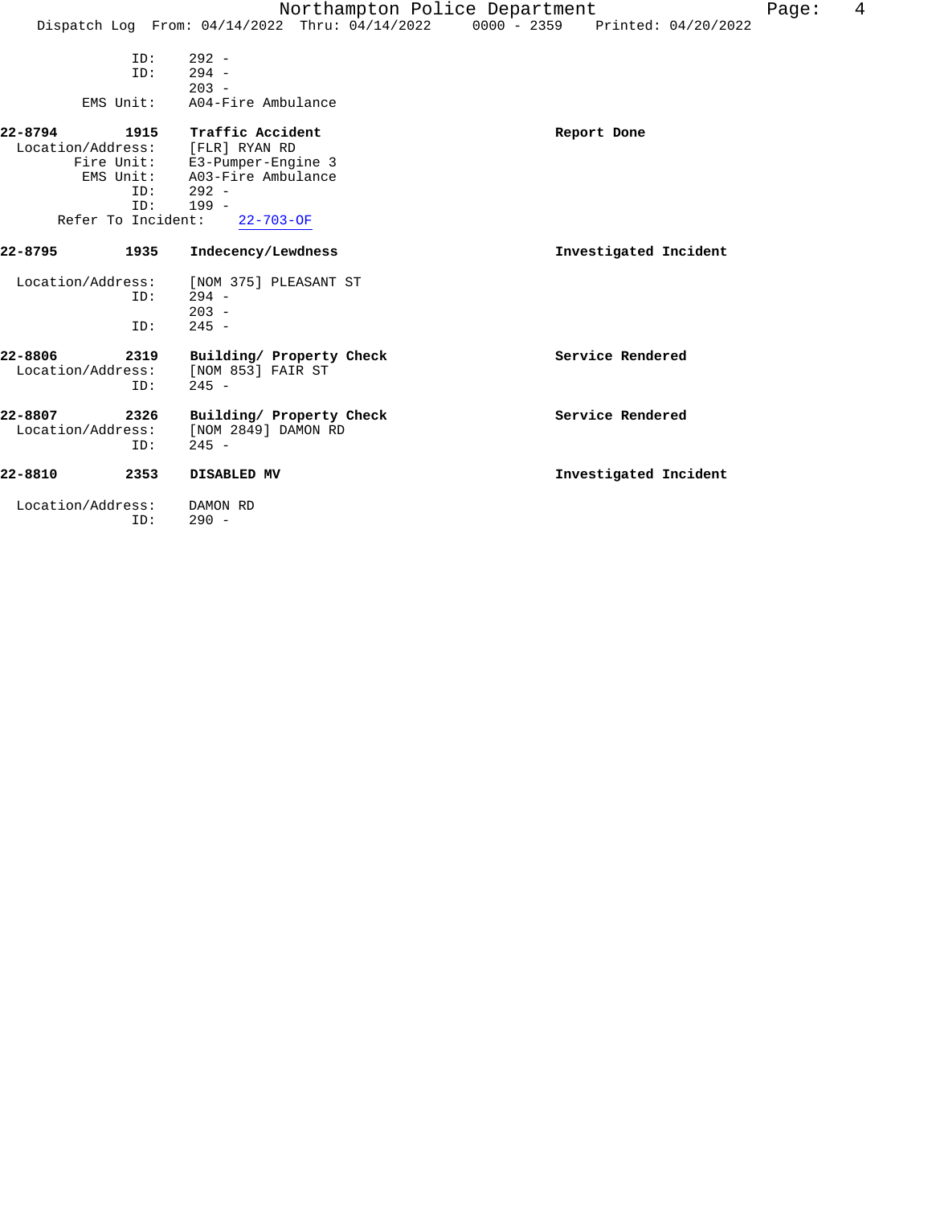ID: 292 -
ID: 294 -
203 -
EMS Unit: A04-Fire Ambulance

**22-8794 1915 Traffic Accident** **Report Done**
Location/Address: [FLR] RYAN RD
Fire Unit: E3-Pumper-Engine 3
EMS Unit: A03-Fire Ambulance
ID: 292 -
ID: 199 -
Refer To Incident: 22-703-OF

**22-8795 1935 Indecency/Lewdness** **Investigated Incident**

Location/Address: [NOM 375] PLEASANT ST
ID: 294 -
203 -
ID: 245 -

**22-8806 2319 Building/ Property Check** **Service Rendered**
Location/Address: [NOM 853] FAIR ST
ID: 245 -

**22-8807 2326 Building/ Property Check** **Service Rendered**
Location/Address: [NOM 2849] DAMON RD
ID: 245 -

**22-8810 2353 DISABLED MV** **Investigated Incident**

Location/Address: DAMON RD
ID: 290 -